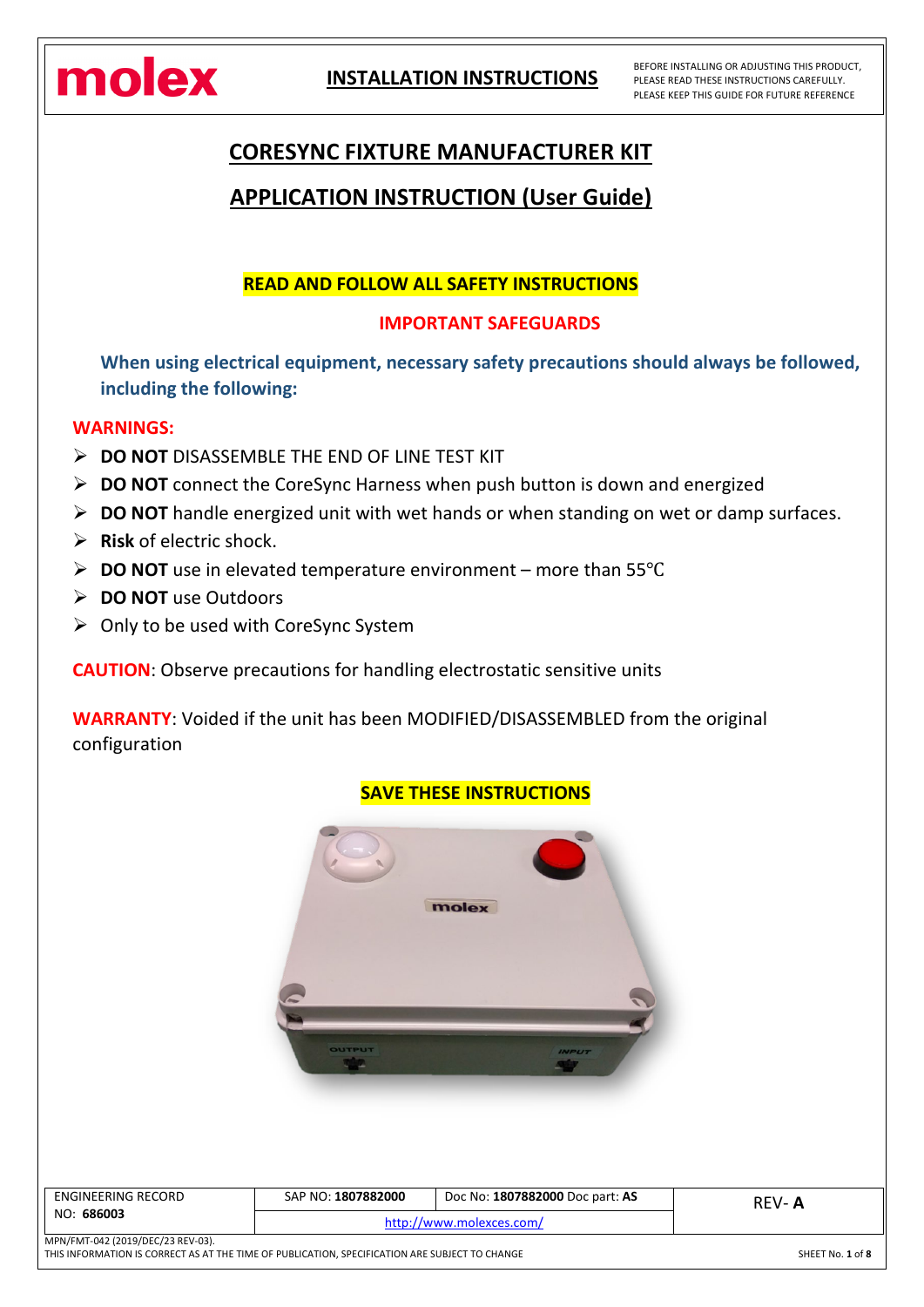molex

**INSTALLATION INSTRUCTIONS**

BEFORE INSTALLING OR ADJUSTING THIS PRODUCT, PLEASE READ THESE INSTRUCTIONS CAREFULLY. PLEASE KEEP THIS GUIDE FOR FUTURE REFERENCE

# CORESYNC FIXTURE MANUFACTURER KIT

# APPLICATION INSTRUCTION (User Guide)

**READ AND FOLLOW ALL SAFETY INSTRUCTIONS**

**IMPORTANT SAFEGUARDS**

**When using electrical equipment, necessary safety precautions should always be followed, including the following:**

**WARNINGS:**

- **DO NOT** DISASSEMBLE THE END OF LINE TEST KIT
- **DO NOT** connect the CoreSync Harness when push button is down and energized
- **DO NOT** handle energized unit with wet hands or when standing on wet or damp surfaces.
- **Risk** of electric shock.
- **DO NOT** use in elevated temperature environment – more than 55°C
- **DO NOT** use Outdoors
- Only to be used with CoreSync System

**CAUTION**: Observe precautions for handling electrostatic sensitive units

**WARRANTY**: Voided if the unit has been MODIFIED/DISASSEMBLED from the original configuration

**SAVE THESE INSTRUCTIONS**

| ENGINEERING RECORD NO: **686003** | SAP NO: **1807882000** | Doc No: **1807882000** Doc part: **AS** | REV- **A** |
|---|---|---|---|
| | http://www.molexces.com/ | | |

MPN/FMT-042 (2019/DEC/23 REV-03).
THIS INFORMATION IS CORRECT AS AT THE TIME OF PUBLICATION, SPECIFICATION ARE SUBJECT TO CHANGE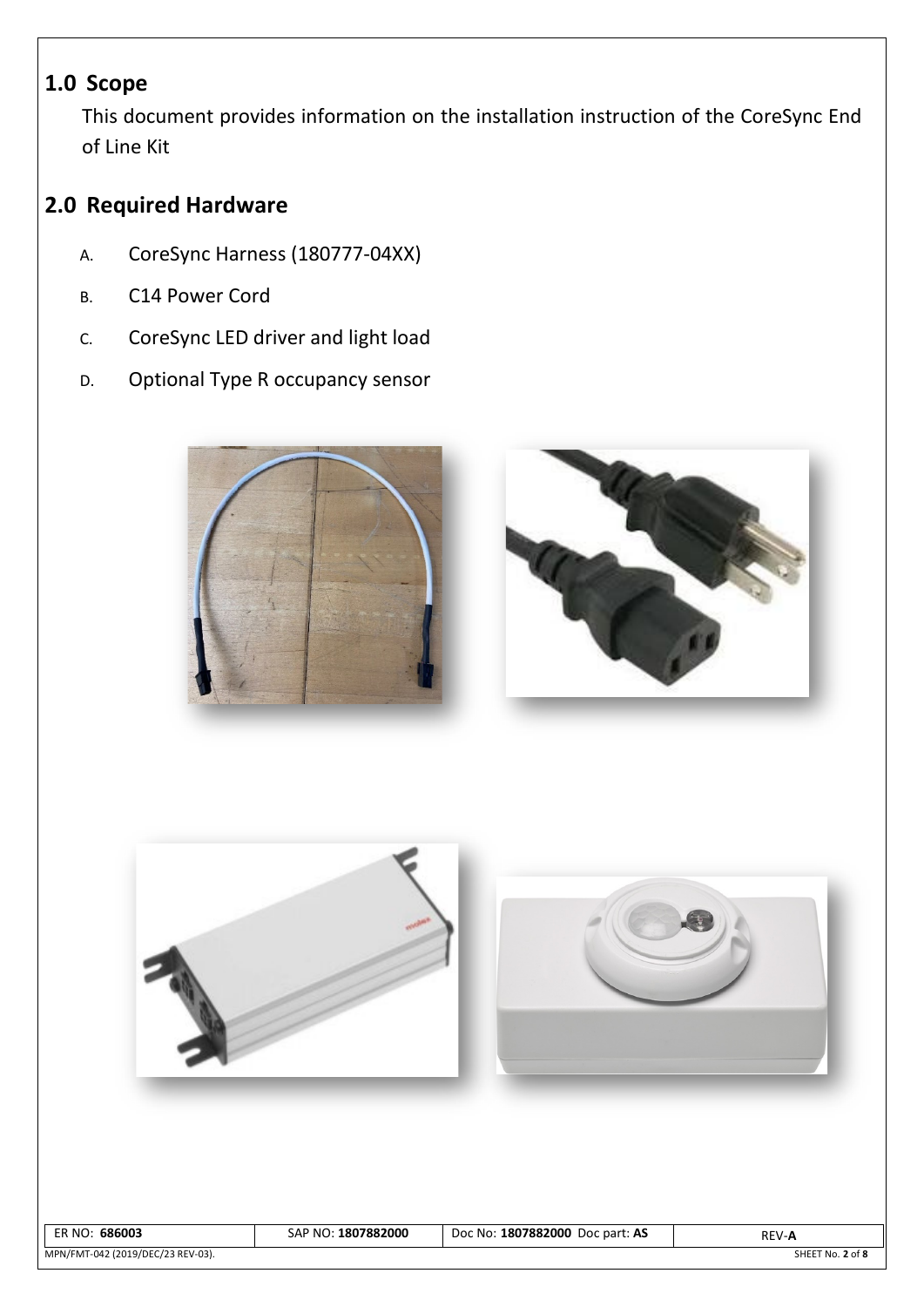## 1.0 Scope

This document provides information on the installation instruction of the CoreSync End of Line Kit

## 2.0 Required Hardware

A. CoreSync Harness (180777-04XX)

B. C14 Power Cord

C. CoreSync LED driver and light load

D. Optional Type R occupancy sensor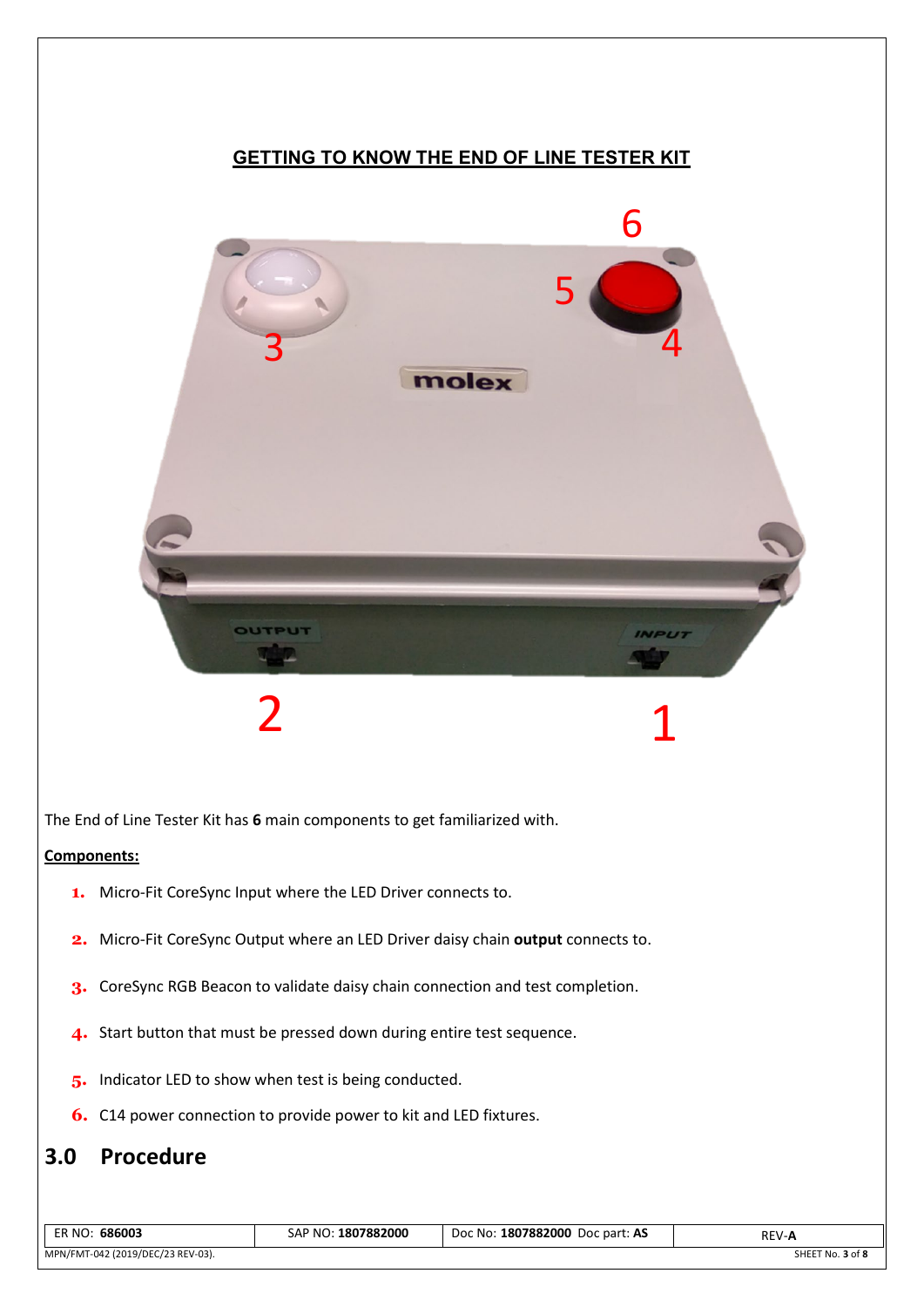## GETTING TO KNOW THE END OF LINE TESTER KIT

The End of Line Tester Kit has **6** main components to get familiarized with.

**Components:**

1. Micro-Fit CoreSync Input where the LED Driver connects to.
2. Micro-Fit CoreSync Output where an LED Driver daisy chain **output** connects to.
3. CoreSync RGB Beacon to validate daisy chain connection and test completion.
4. Start button that must be pressed down during entire test sequence.
5. Indicator LED to show when test is being conducted.
6. C14 power connection to provide power to kit and LED fixtures.

# 3.0 Procedure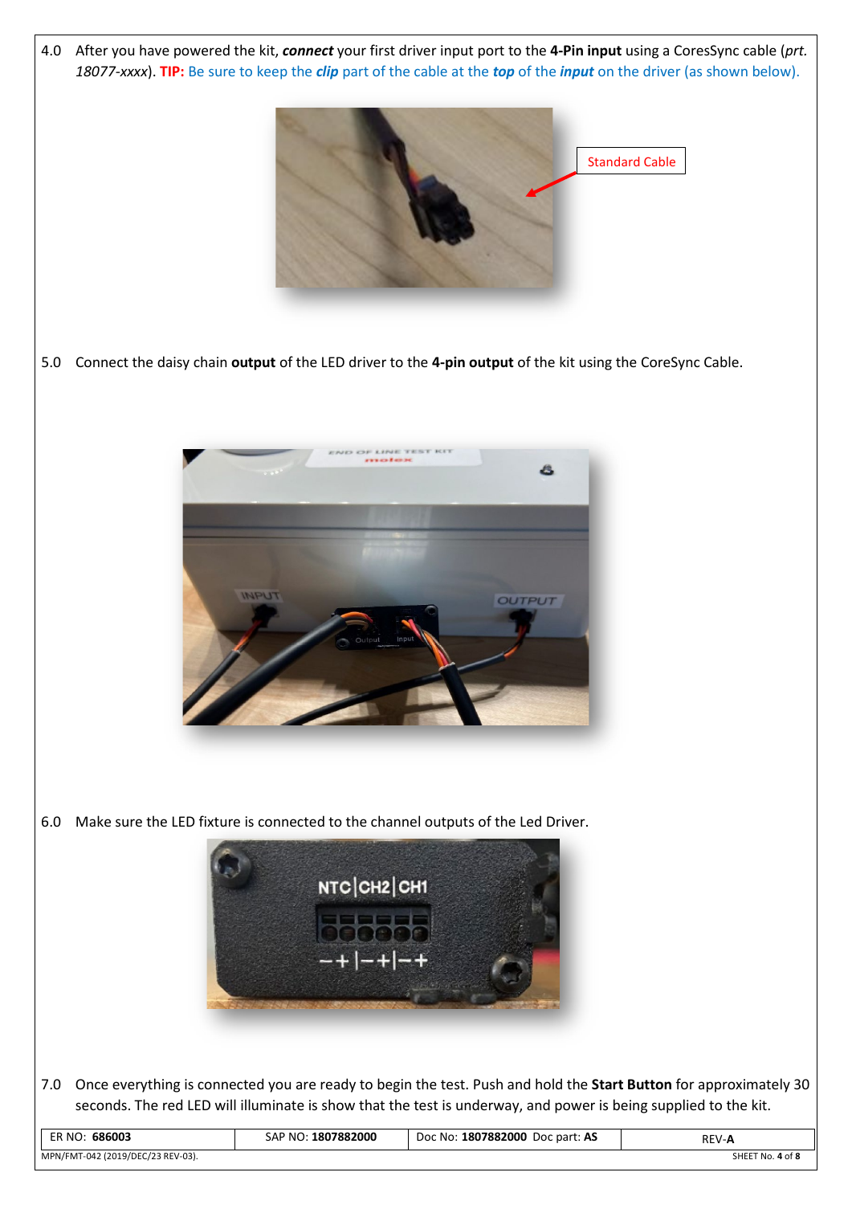4.0 After you have powered the kit, ***connect*** your first driver input port to the **4-Pin input** using a CoresSync cable (*prt. 18077-xxxx*). **TIP:** Be sure to keep the ***clip*** part of the cable at the ***top*** of the ***input*** on the driver (as shown below).

Standard Cable

5.0 Connect the daisy chain **output** of the LED driver to the **4-pin output** of the kit using the CoreSync Cable.

6.0 Make sure the LED fixture is connected to the channel outputs of the Led Driver.

7.0 Once everything is connected you are ready to begin the test. Push and hold the **Start Button** for approximately 30 seconds. The red LED will illuminate is show that the test is underway, and power is being supplied to the kit.

| ER NO: **686003** | SAP NO: **1807882000** | Doc No: **1807882000** Doc part: **AS** | REV-**A** |
|---|---|---|---|

MPN/FMT-042 (2019/DEC/23 REV-03).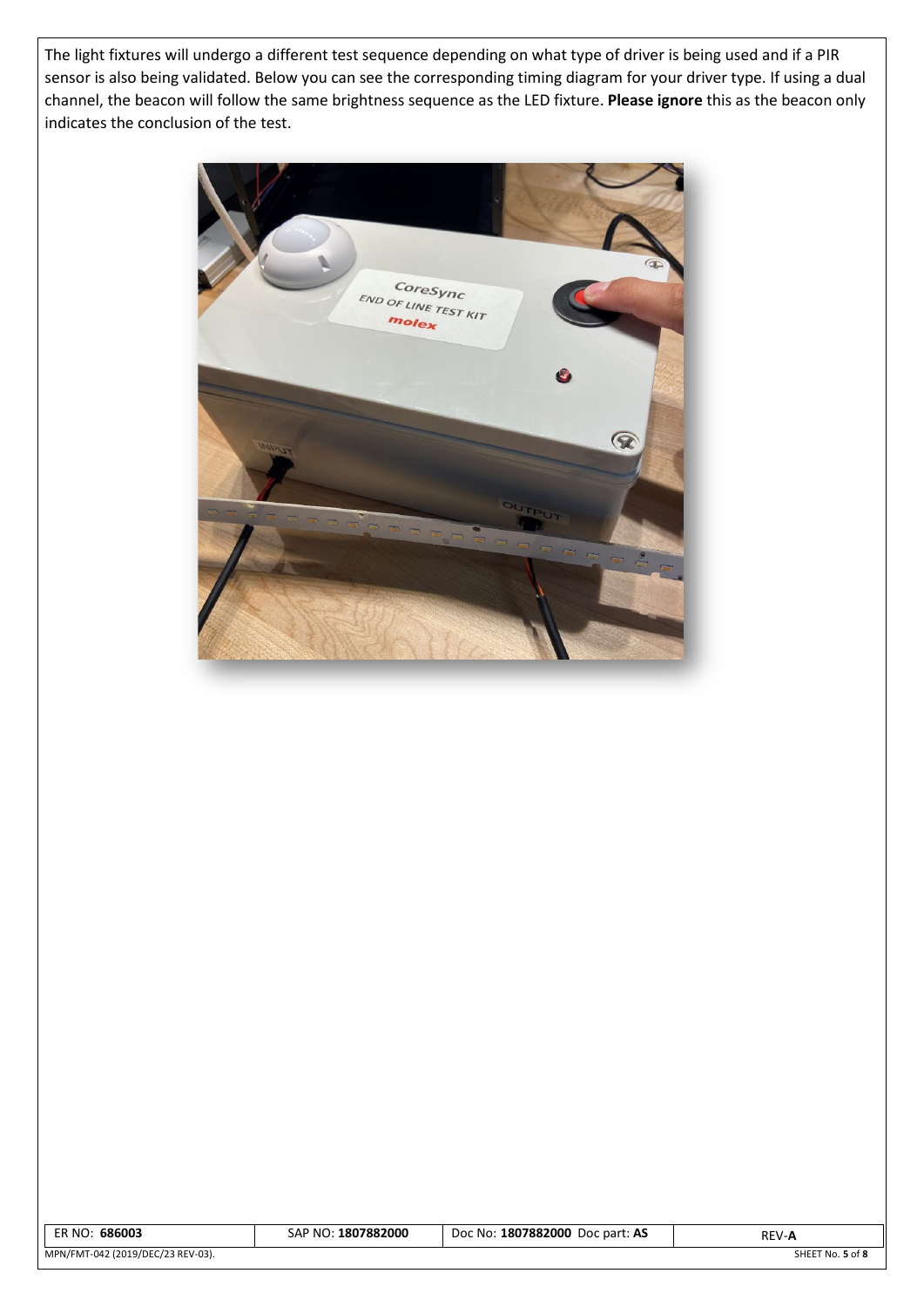The light fixtures will undergo a different test sequence depending on what type of driver is being used and if a PIR sensor is also being validated. Below you can see the corresponding timing diagram for your driver type. If using a dual channel, the beacon will follow the same brightness sequence as the LED fixture. **Please ignore** this as the beacon only indicates the conclusion of the test.

| ER NO: **686003** | SAP NO: **1807882000** | Doc No: **1807882000** Doc part: **AS** | REV-**A** |
| --- | --- | --- | --- |

MPN/FMT-042 (2019/DEC/23 REV-03).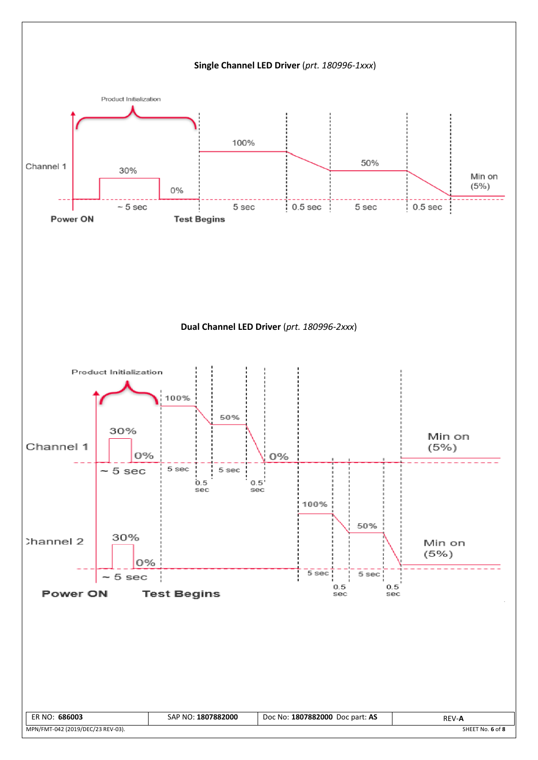**Single Channel LED Driver** (*prt. 180996-1xxx*)

Product Initialization

Channel 1

30%

0%

100%

50%

Min on (5%)

~ 5 sec

5 sec

0.5 sec

5 sec

0.5 sec

Power ON

Test Begins

**Dual Channel LED Driver** (*prt. 180996-2xxx*)

Product Initialization

Channel 1

30%

0%

100%

50%

0%

Min on (5%)

~ 5 sec

5 sec

0.5 sec

5 sec

0.5 sec

Channel 2

30%

0%

100%

50%

Min on (5%)

~ 5 sec

5 sec

0.5 sec

5 sec

0.5 sec

Power ON

Test Begins

| ER NO: **686003** | SAP NO: **1807882000** | Doc No: **1807882000** Doc part: **AS** | REV-**A** |
| --- | --- | --- | --- |

MPN/FMT-042 (2019/DEC/23 REV-03).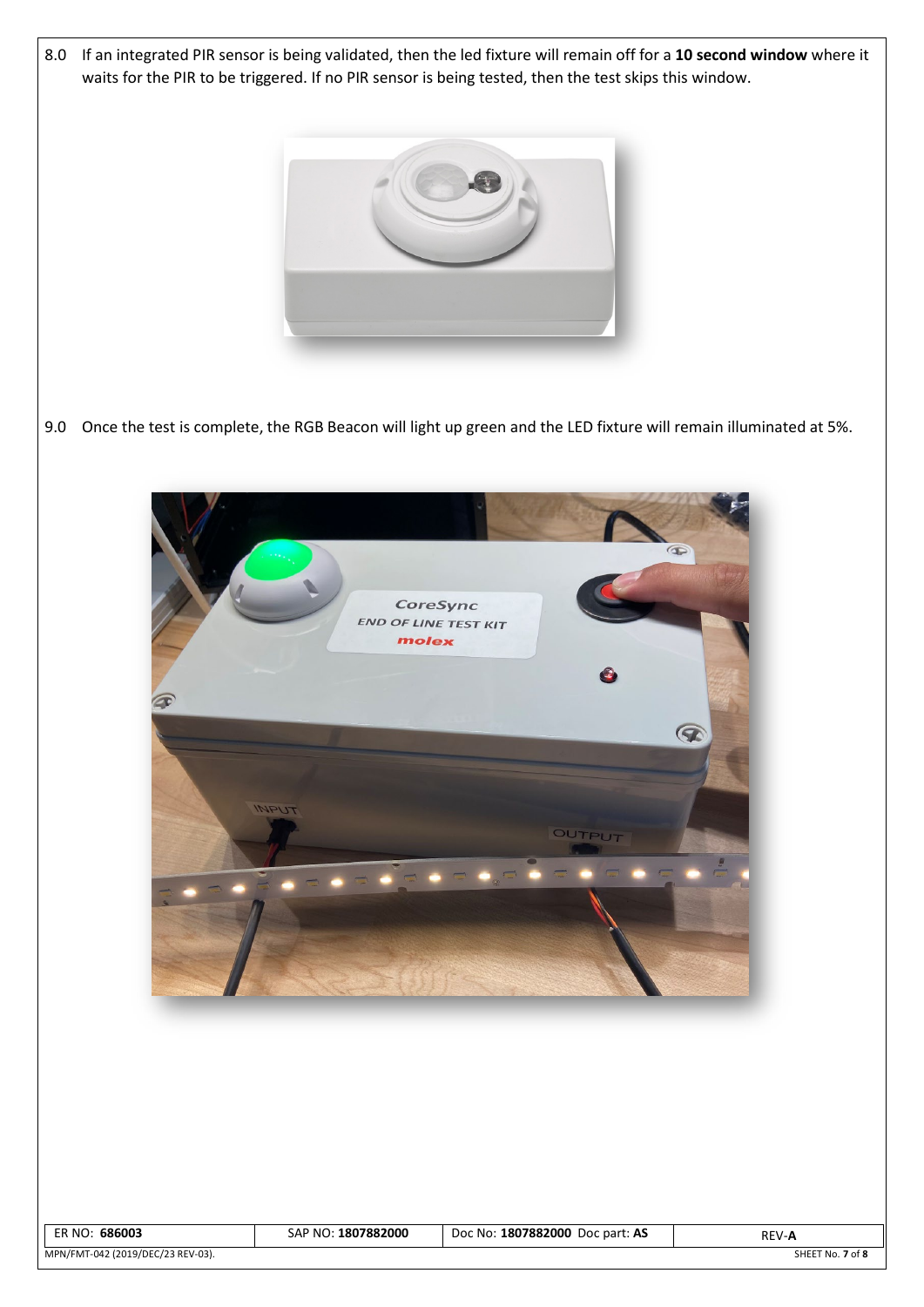8.0 If an integrated PIR sensor is being validated, then the led fixture will remain off for a **10 second window** where it waits for the PIR to be triggered. If no PIR sensor is being tested, then the test skips this window.

9.0 Once the test is complete, the RGB Beacon will light up green and the LED fixture will remain illuminated at 5%.

| ER NO: **686003** | SAP NO: **1807882000** | Doc No: **1807882000** Doc part: **AS** | REV-**A** |
| --- | --- | --- | --- |

MPN/FMT-042 (2019/DEC/23 REV-03).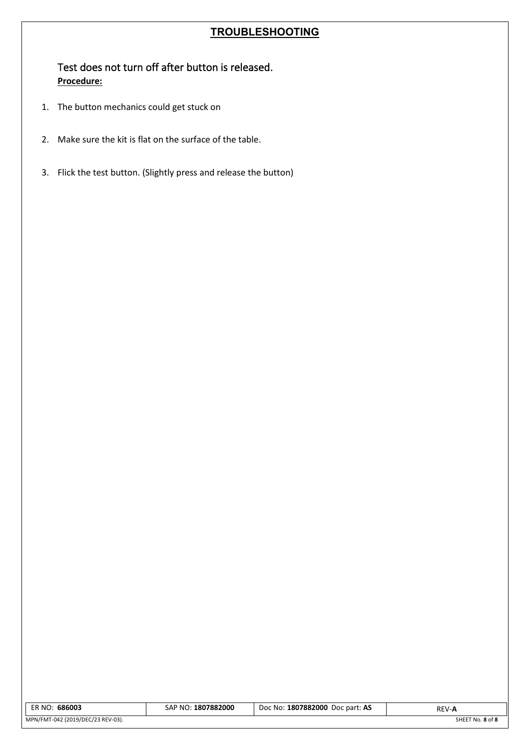# TROUBLESHOOTING

## Test does not turn off after button is released.

**Procedure:**

1. The button mechanics could get stuck on
2. Make sure the kit is flat on the surface of the table.
3. Flick the test button. (Slightly press and release the button)